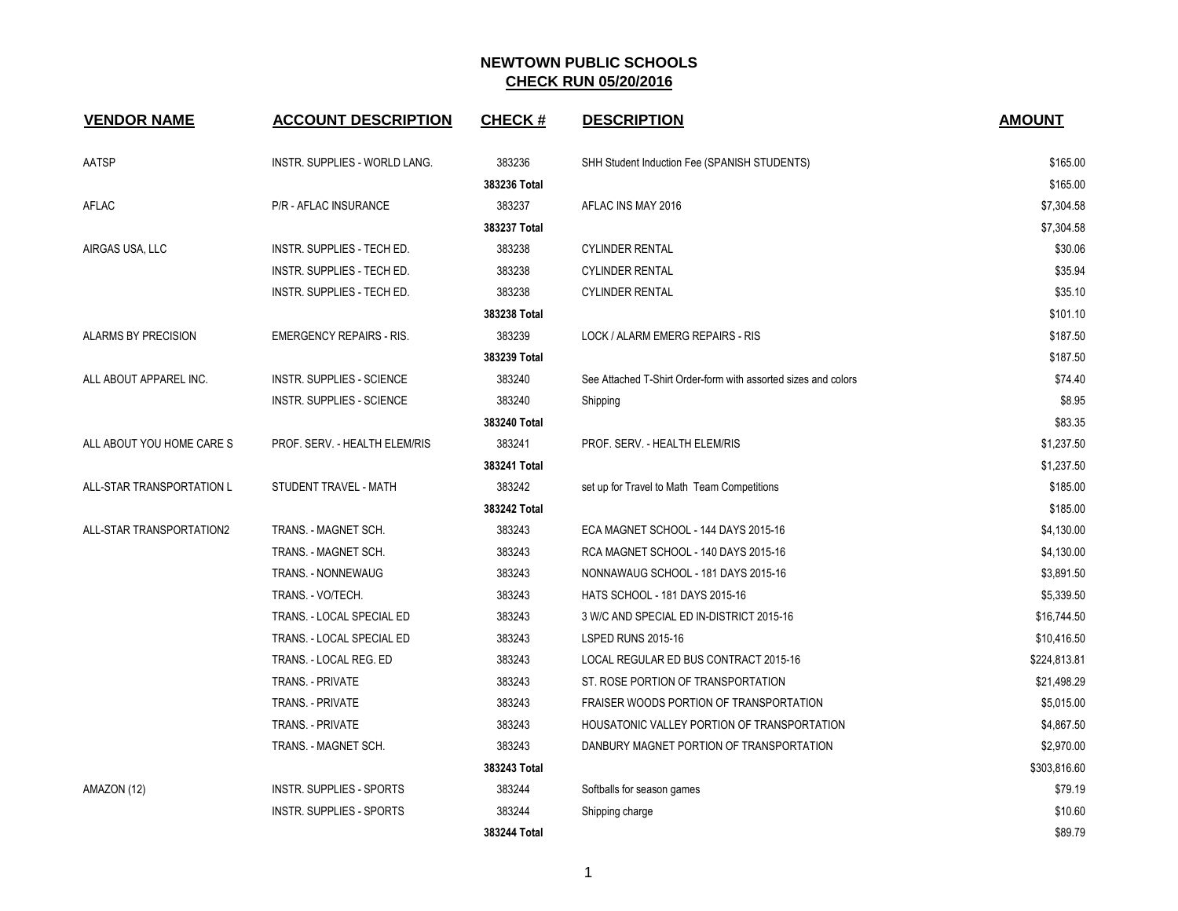# NEWTOWN PUBLIC SCHOOLS

## CHECK RUN 05/20/2016

| VENDOR NAME | ACCOUNT DESCRIPTION | CHECK # | DESCRIPTION | AMOUNT |
|---|---|---|---|---|
| AATSP | INSTR. SUPPLIES - WORLD LANG. | 383236 | SHH Student Induction Fee (SPANISH STUDENTS) | $165.00 |
| | | **383236 Total** | | $165.00 |
| AFLAC | P/R - AFLAC INSURANCE | 383237 | AFLAC INS MAY 2016 | $7,304.58 |
| | | **383237 Total** | | $7,304.58 |
| AIRGAS USA, LLC | INSTR. SUPPLIES - TECH ED. | 383238 | CYLINDER RENTAL | $30.06 |
| | INSTR. SUPPLIES - TECH ED. | 383238 | CYLINDER RENTAL | $35.94 |
| | INSTR. SUPPLIES - TECH ED. | 383238 | CYLINDER RENTAL | $35.10 |
| | | **383238 Total** | | $101.10 |
| ALARMS BY PRECISION | EMERGENCY REPAIRS - RIS. | 383239 | LOCK / ALARM EMERG REPAIRS - RIS | $187.50 |
| | | **383239 Total** | | $187.50 |
| ALL ABOUT APPAREL INC. | INSTR. SUPPLIES - SCIENCE | 383240 | See Attached T-Shirt Order-form with assorted sizes and colors | $74.40 |
| | INSTR. SUPPLIES - SCIENCE | 383240 | Shipping | $8.95 |
| | | **383240 Total** | | $83.35 |
| ALL ABOUT YOU HOME CARE S | PROF. SERV. - HEALTH ELEM/RIS | 383241 | PROF. SERV. - HEALTH ELEM/RIS | $1,237.50 |
| | | **383241 Total** | | $1,237.50 |
| ALL-STAR TRANSPORTATION L | STUDENT TRAVEL - MATH | 383242 | set up for Travel to Math Team Competitions | $185.00 |
| | | **383242 Total** | | $185.00 |
| ALL-STAR TRANSPORTATION2 | TRANS. - MAGNET SCH. | 383243 | ECA MAGNET SCHOOL - 144 DAYS 2015-16 | $4,130.00 |
| | TRANS. - MAGNET SCH. | 383243 | RCA MAGNET SCHOOL - 140 DAYS 2015-16 | $4,130.00 |
| | TRANS. - NONNEWAUG | 383243 | NONNAWAUG SCHOOL - 181 DAYS 2015-16 | $3,891.50 |
| | TRANS. - VO/TECH. | 383243 | HATS SCHOOL - 181 DAYS 2015-16 | $5,339.50 |
| | TRANS. - LOCAL SPECIAL ED | 383243 | 3 W/C AND SPECIAL ED IN-DISTRICT 2015-16 | $16,744.50 |
| | TRANS. - LOCAL SPECIAL ED | 383243 | LSPED RUNS 2015-16 | $10,416.50 |
| | TRANS. - LOCAL REG. ED | 383243 | LOCAL REGULAR ED BUS CONTRACT 2015-16 | $224,813.81 |
| | TRANS. - PRIVATE | 383243 | ST. ROSE PORTION OF TRANSPORTATION | $21,498.29 |
| | TRANS. - PRIVATE | 383243 | FRAISER WOODS PORTION OF TRANSPORTATION | $5,015.00 |
| | TRANS. - PRIVATE | 383243 | HOUSATONIC VALLEY PORTION OF TRANSPORTATION | $4,867.50 |
| | TRANS. - MAGNET SCH. | 383243 | DANBURY MAGNET PORTION OF TRANSPORTATION | $2,970.00 |
| | | **383243 Total** | | $303,816.60 |
| AMAZON (12) | INSTR. SUPPLIES - SPORTS | 383244 | Softballs for season games | $79.19 |
| | INSTR. SUPPLIES - SPORTS | 383244 | Shipping charge | $10.60 |
| | | **383244 Total** | | $89.79 |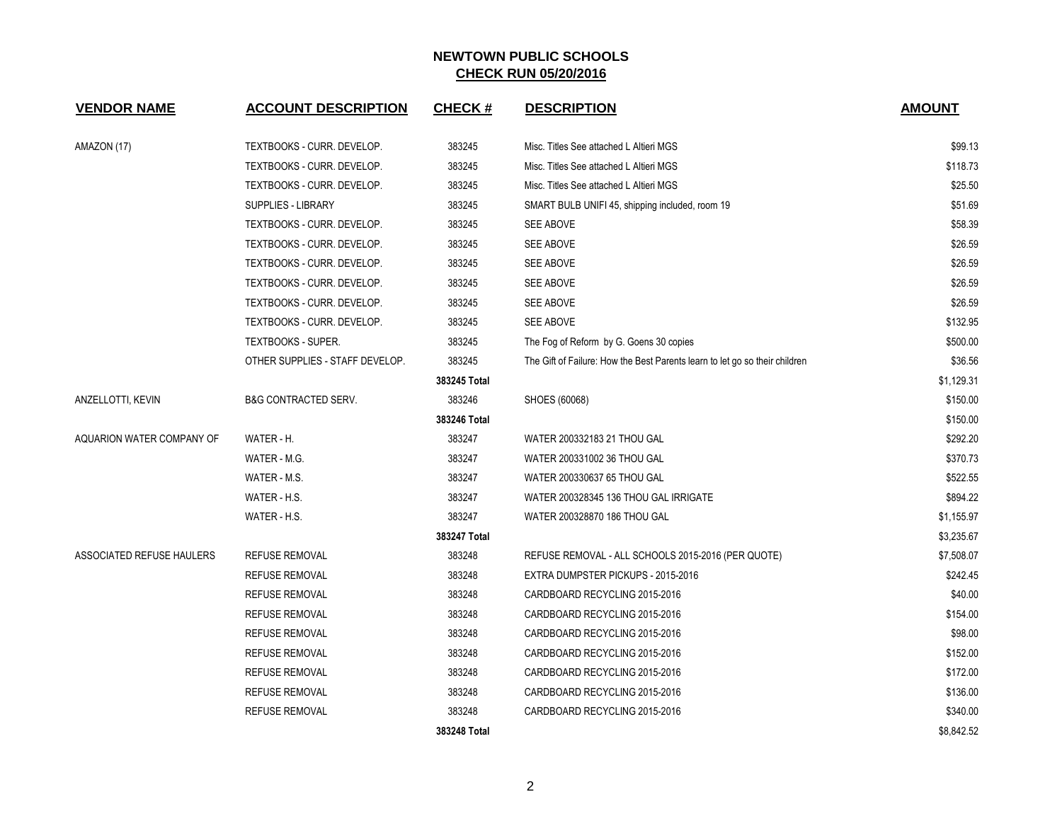# NEWTOWN PUBLIC SCHOOLS

## CHECK RUN 05/20/2016

| VENDOR NAME | ACCOUNT DESCRIPTION | CHECK # | DESCRIPTION | AMOUNT |
|---|---|---|---|---|
| AMAZON (17) | TEXTBOOKS - CURR. DEVELOP. | 383245 | Misc. Titles See attached L Altieri MGS | $99.13 |
| | TEXTBOOKS - CURR. DEVELOP. | 383245 | Misc. Titles See attached L Altieri MGS | $118.73 |
| | TEXTBOOKS - CURR. DEVELOP. | 383245 | Misc. Titles See attached L Altieri MGS | $25.50 |
| | SUPPLIES - LIBRARY | 383245 | SMART BULB UNIFI 45, shipping included, room 19 | $51.69 |
| | TEXTBOOKS - CURR. DEVELOP. | 383245 | SEE ABOVE | $58.39 |
| | TEXTBOOKS - CURR. DEVELOP. | 383245 | SEE ABOVE | $26.59 |
| | TEXTBOOKS - CURR. DEVELOP. | 383245 | SEE ABOVE | $26.59 |
| | TEXTBOOKS - CURR. DEVELOP. | 383245 | SEE ABOVE | $26.59 |
| | TEXTBOOKS - CURR. DEVELOP. | 383245 | SEE ABOVE | $26.59 |
| | TEXTBOOKS - CURR. DEVELOP. | 383245 | SEE ABOVE | $132.95 |
| | TEXTBOOKS - SUPER. | 383245 | The Fog of Reform by G. Goens 30 copies | $500.00 |
| | OTHER SUPPLIES - STAFF DEVELOP. | 383245 | The Gift of Failure: How the Best Parents learn to let go so their children | $36.56 |
| | | **383245 Total** | | $1,129.31 |
| ANZELLOTTI, KEVIN | B&G CONTRACTED SERV. | 383246 | SHOES (60068) | $150.00 |
| | | **383246 Total** | | $150.00 |
| AQUARION WATER COMPANY OF | WATER - H. | 383247 | WATER 200332183 21 THOU GAL | $292.20 |
| | WATER - M.G. | 383247 | WATER 200331002 36 THOU GAL | $370.73 |
| | WATER - M.S. | 383247 | WATER 200330637 65 THOU GAL | $522.55 |
| | WATER - H.S. | 383247 | WATER 200328345 136 THOU GAL IRRIGATE | $894.22 |
| | WATER - H.S. | 383247 | WATER 200328870 186 THOU GAL | $1,155.97 |
| | | **383247 Total** | | $3,235.67 |
| ASSOCIATED REFUSE HAULERS | REFUSE REMOVAL | 383248 | REFUSE REMOVAL - ALL SCHOOLS 2015-2016 (PER QUOTE) | $7,508.07 |
| | REFUSE REMOVAL | 383248 | EXTRA DUMPSTER PICKUPS - 2015-2016 | $242.45 |
| | REFUSE REMOVAL | 383248 | CARDBOARD RECYCLING 2015-2016 | $40.00 |
| | REFUSE REMOVAL | 383248 | CARDBOARD RECYCLING 2015-2016 | $154.00 |
| | REFUSE REMOVAL | 383248 | CARDBOARD RECYCLING 2015-2016 | $98.00 |
| | REFUSE REMOVAL | 383248 | CARDBOARD RECYCLING 2015-2016 | $152.00 |
| | REFUSE REMOVAL | 383248 | CARDBOARD RECYCLING 2015-2016 | $172.00 |
| | REFUSE REMOVAL | 383248 | CARDBOARD RECYCLING 2015-2016 | $136.00 |
| | REFUSE REMOVAL | 383248 | CARDBOARD RECYCLING 2015-2016 | $340.00 |
| | | **383248 Total** | | $8,842.52 |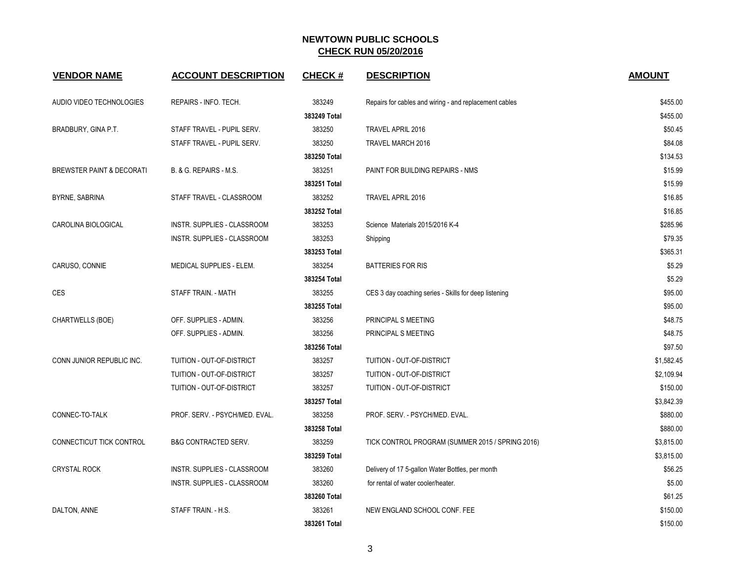# NEWTOWN PUBLIC SCHOOLS

## CHECK RUN 05/20/2016

| VENDOR NAME | ACCOUNT DESCRIPTION | CHECK # | DESCRIPTION | AMOUNT |
|---|---|---|---|---|
| AUDIO VIDEO TECHNOLOGIES | REPAIRS - INFO. TECH. | 383249 | Repairs for cables and wiring - and replacement cables | $455.00 |
| | | **383249 Total** | | $455.00 |
| BRADBURY, GINA P.T. | STAFF TRAVEL - PUPIL SERV. | 383250 | TRAVEL APRIL 2016 | $50.45 |
| | STAFF TRAVEL - PUPIL SERV. | 383250 | TRAVEL MARCH 2016 | $84.08 |
| | | **383250 Total** | | $134.53 |
| BREWSTER PAINT & DECORATI | B. & G. REPAIRS - M.S. | 383251 | PAINT FOR BUILDING REPAIRS - NMS | $15.99 |
| | | **383251 Total** | | $15.99 |
| BYRNE, SABRINA | STAFF TRAVEL - CLASSROOM | 383252 | TRAVEL APRIL 2016 | $16.85 |
| | | **383252 Total** | | $16.85 |
| CAROLINA BIOLOGICAL | INSTR. SUPPLIES - CLASSROOM | 383253 | Science Materials 2015/2016 K-4 | $285.96 |
| | INSTR. SUPPLIES - CLASSROOM | 383253 | Shipping | $79.35 |
| | | **383253 Total** | | $365.31 |
| CARUSO, CONNIE | MEDICAL SUPPLIES - ELEM. | 383254 | BATTERIES FOR RIS | $5.29 |
| | | **383254 Total** | | $5.29 |
| CES | STAFF TRAIN. - MATH | 383255 | CES 3 day coaching series - Skills for deep listening | $95.00 |
| | | **383255 Total** | | $95.00 |
| CHARTWELLS (BOE) | OFF. SUPPLIES - ADMIN. | 383256 | PRINCIPAL S MEETING | $48.75 |
| | OFF. SUPPLIES - ADMIN. | 383256 | PRINCIPAL S MEETING | $48.75 |
| | | **383256 Total** | | $97.50 |
| CONN JUNIOR REPUBLIC INC. | TUITION - OUT-OF-DISTRICT | 383257 | TUITION - OUT-OF-DISTRICT | $1,582.45 |
| | TUITION - OUT-OF-DISTRICT | 383257 | TUITION - OUT-OF-DISTRICT | $2,109.94 |
| | TUITION - OUT-OF-DISTRICT | 383257 | TUITION - OUT-OF-DISTRICT | $150.00 |
| | | **383257 Total** | | $3,842.39 |
| CONNEC-TO-TALK | PROF. SERV. - PSYCH/MED. EVAL. | 383258 | PROF. SERV. - PSYCH/MED. EVAL. | $880.00 |
| | | **383258 Total** | | $880.00 |
| CONNECTICUT TICK CONTROL | B&G CONTRACTED SERV. | 383259 | TICK CONTROL PROGRAM (SUMMER 2015 / SPRING 2016) | $3,815.00 |
| | | **383259 Total** | | $3,815.00 |
| CRYSTAL ROCK | INSTR. SUPPLIES - CLASSROOM | 383260 | Delivery of 17 5-gallon Water Bottles, per month | $56.25 |
| | INSTR. SUPPLIES - CLASSROOM | 383260 | for rental of water cooler/heater. | $5.00 |
| | | **383260 Total** | | $61.25 |
| DALTON, ANNE | STAFF TRAIN. - H.S. | 383261 | NEW ENGLAND SCHOOL CONF. FEE | $150.00 |
| | | **383261 Total** | | $150.00 |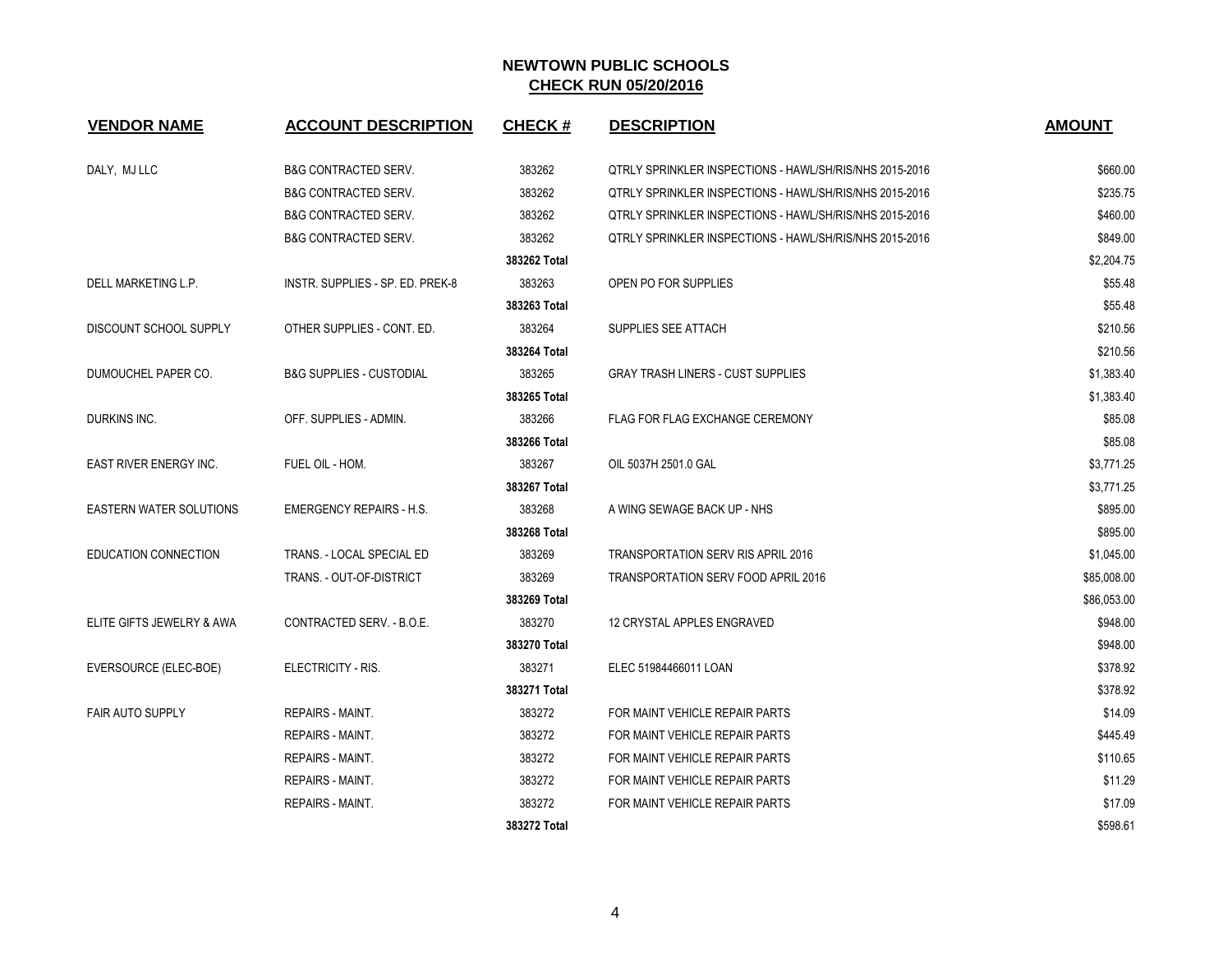# NEWTOWN PUBLIC SCHOOLS

## CHECK RUN 05/20/2016

| VENDOR NAME | ACCOUNT DESCRIPTION | CHECK # | DESCRIPTION | AMOUNT |
|---|---|---|---|---|
| DALY, MJ LLC | B&G CONTRACTED SERV. | 383262 | QTRLY SPRINKLER INSPECTIONS - HAWL/SH/RIS/NHS 2015-2016 | $660.00 |
| | B&G CONTRACTED SERV. | 383262 | QTRLY SPRINKLER INSPECTIONS - HAWL/SH/RIS/NHS 2015-2016 | $235.75 |
| | B&G CONTRACTED SERV. | 383262 | QTRLY SPRINKLER INSPECTIONS - HAWL/SH/RIS/NHS 2015-2016 | $460.00 |
| | B&G CONTRACTED SERV. | 383262 | QTRLY SPRINKLER INSPECTIONS - HAWL/SH/RIS/NHS 2015-2016 | $849.00 |
| | | **383262 Total** | | $2,204.75 |
| DELL MARKETING L.P. | INSTR. SUPPLIES - SP. ED. PREK-8 | 383263 | OPEN PO FOR SUPPLIES | $55.48 |
| | | **383263 Total** | | $55.48 |
| DISCOUNT SCHOOL SUPPLY | OTHER SUPPLIES - CONT. ED. | 383264 | SUPPLIES SEE ATTACH | $210.56 |
| | | **383264 Total** | | $210.56 |
| DUMOUCHEL PAPER CO. | B&G SUPPLIES - CUSTODIAL | 383265 | GRAY TRASH LINERS - CUST SUPPLIES | $1,383.40 |
| | | **383265 Total** | | $1,383.40 |
| DURKINS INC. | OFF. SUPPLIES - ADMIN. | 383266 | FLAG FOR FLAG EXCHANGE CEREMONY | $85.08 |
| | | **383266 Total** | | $85.08 |
| EAST RIVER ENERGY INC. | FUEL OIL - HOM. | 383267 | OIL 5037H 2501.0 GAL | $3,771.25 |
| | | **383267 Total** | | $3,771.25 |
| EASTERN WATER SOLUTIONS | EMERGENCY REPAIRS - H.S. | 383268 | A WING SEWAGE BACK UP - NHS | $895.00 |
| | | **383268 Total** | | $895.00 |
| EDUCATION CONNECTION | TRANS. - LOCAL SPECIAL ED | 383269 | TRANSPORTATION SERV RIS APRIL 2016 | $1,045.00 |
| | TRANS. - OUT-OF-DISTRICT | 383269 | TRANSPORTATION SERV FOOD APRIL 2016 | $85,008.00 |
| | | **383269 Total** | | $86,053.00 |
| ELITE GIFTS JEWELRY & AWA | CONTRACTED SERV. - B.O.E. | 383270 | 12 CRYSTAL APPLES ENGRAVED | $948.00 |
| | | **383270 Total** | | $948.00 |
| EVERSOURCE (ELEC-BOE) | ELECTRICITY - RIS. | 383271 | ELEC 51984466011 LOAN | $378.92 |
| | | **383271 Total** | | $378.92 |
| FAIR AUTO SUPPLY | REPAIRS - MAINT. | 383272 | FOR MAINT VEHICLE REPAIR PARTS | $14.09 |
| | REPAIRS - MAINT. | 383272 | FOR MAINT VEHICLE REPAIR PARTS | $445.49 |
| | REPAIRS - MAINT. | 383272 | FOR MAINT VEHICLE REPAIR PARTS | $110.65 |
| | REPAIRS - MAINT. | 383272 | FOR MAINT VEHICLE REPAIR PARTS | $11.29 |
| | REPAIRS - MAINT. | 383272 | FOR MAINT VEHICLE REPAIR PARTS | $17.09 |
| | | **383272 Total** | | $598.61 |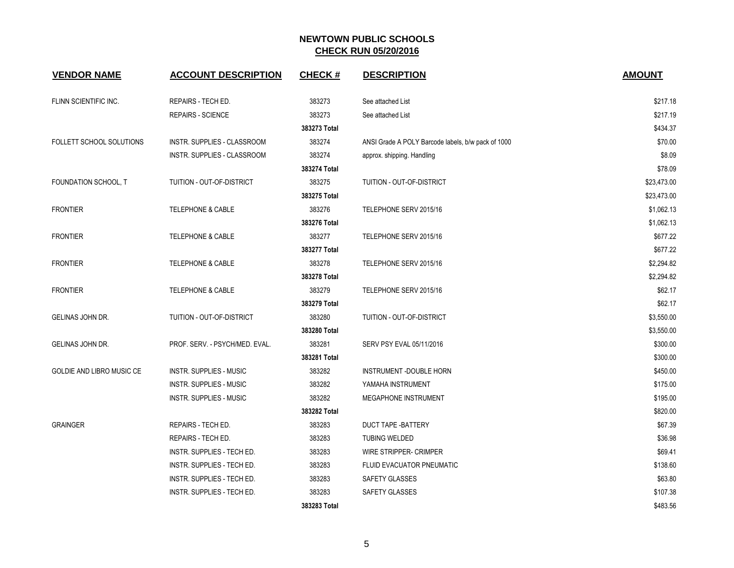# NEWTOWN PUBLIC SCHOOLS

## CHECK RUN 05/20/2016

| VENDOR NAME | ACCOUNT DESCRIPTION | CHECK # | DESCRIPTION | AMOUNT |
|---|---|---|---|---|
| FLINN SCIENTIFIC INC. | REPAIRS - TECH ED. | 383273 | See attached List | $217.18 |
| | REPAIRS - SCIENCE | 383273 | See attached List | $217.19 |
| | | **383273 Total** | | $434.37 |
| FOLLETT SCHOOL SOLUTIONS | INSTR. SUPPLIES - CLASSROOM | 383274 | ANSI Grade A POLY Barcode labels, b/w pack of 1000 | $70.00 |
| | INSTR. SUPPLIES - CLASSROOM | 383274 | approx. shipping. Handling | $8.09 |
| | | **383274 Total** | | $78.09 |
| FOUNDATION SCHOOL, T | TUITION - OUT-OF-DISTRICT | 383275 | TUITION - OUT-OF-DISTRICT | $23,473.00 |
| | | **383275 Total** | | $23,473.00 |
| FRONTIER | TELEPHONE & CABLE | 383276 | TELEPHONE SERV 2015/16 | $1,062.13 |
| | | **383276 Total** | | $1,062.13 |
| FRONTIER | TELEPHONE & CABLE | 383277 | TELEPHONE SERV 2015/16 | $677.22 |
| | | **383277 Total** | | $677.22 |
| FRONTIER | TELEPHONE & CABLE | 383278 | TELEPHONE SERV 2015/16 | $2,294.82 |
| | | **383278 Total** | | $2,294.82 |
| FRONTIER | TELEPHONE & CABLE | 383279 | TELEPHONE SERV 2015/16 | $62.17 |
| | | **383279 Total** | | $62.17 |
| GELINAS JOHN DR. | TUITION - OUT-OF-DISTRICT | 383280 | TUITION - OUT-OF-DISTRICT | $3,550.00 |
| | | **383280 Total** | | $3,550.00 |
| GELINAS JOHN DR. | PROF. SERV. - PSYCH/MED. EVAL. | 383281 | SERV PSY EVAL 05/11/2016 | $300.00 |
| | | **383281 Total** | | $300.00 |
| GOLDIE AND LIBRO MUSIC CE | INSTR. SUPPLIES - MUSIC | 383282 | INSTRUMENT -DOUBLE HORN | $450.00 |
| | INSTR. SUPPLIES - MUSIC | 383282 | YAMAHA INSTRUMENT | $175.00 |
| | INSTR. SUPPLIES - MUSIC | 383282 | MEGAPHONE INSTRUMENT | $195.00 |
| | | **383282 Total** | | $820.00 |
| GRAINGER | REPAIRS - TECH ED. | 383283 | DUCT TAPE -BATTERY | $67.39 |
| | REPAIRS - TECH ED. | 383283 | TUBING WELDED | $36.98 |
| | INSTR. SUPPLIES - TECH ED. | 383283 | WIRE STRIPPER- CRIMPER | $69.41 |
| | INSTR. SUPPLIES - TECH ED. | 383283 | FLUID EVACUATOR PNEUMATIC | $138.60 |
| | INSTR. SUPPLIES - TECH ED. | 383283 | SAFETY GLASSES | $63.80 |
| | INSTR. SUPPLIES - TECH ED. | 383283 | SAFETY GLASSES | $107.38 |
| | | **383283 Total** | | $483.56 |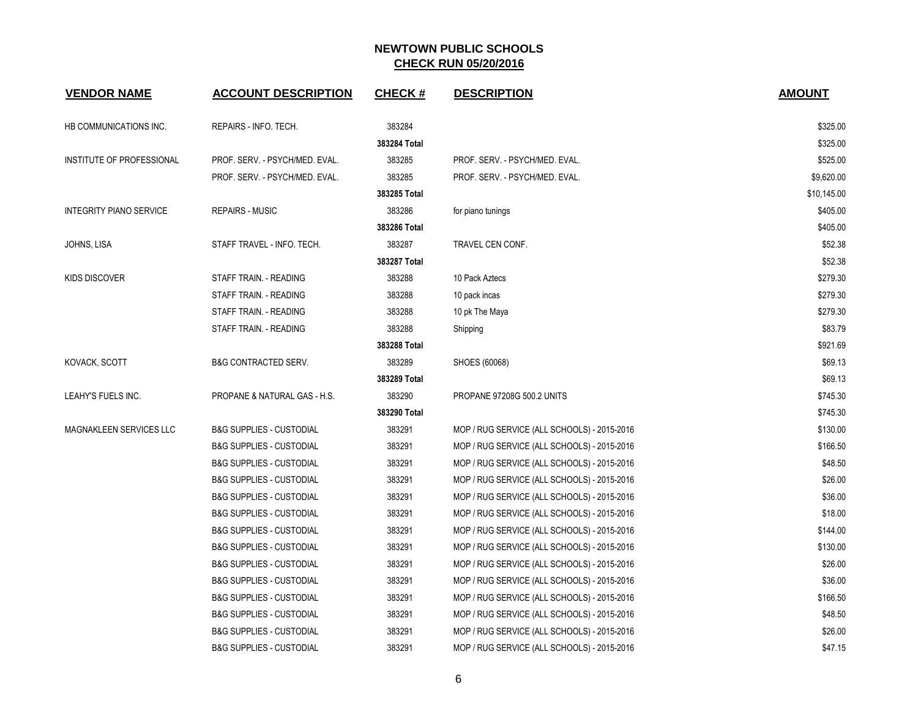**NEWTOWN PUBLIC SCHOOLS**
**CHECK RUN 05/20/2016**

| VENDOR NAME | ACCOUNT DESCRIPTION | CHECK # | DESCRIPTION | AMOUNT |
|---|---|---|---|---|
| HB COMMUNICATIONS INC. | REPAIRS - INFO. TECH. | 383284 | | $325.00 |
| | | 383284 Total | | $325.00 |
| INSTITUTE OF PROFESSIONAL | PROF. SERV. - PSYCH/MED. EVAL. | 383285 | PROF. SERV. - PSYCH/MED. EVAL. | $525.00 |
| | PROF. SERV. - PSYCH/MED. EVAL. | 383285 | PROF. SERV. - PSYCH/MED. EVAL. | $9,620.00 |
| | | 383285 Total | | $10,145.00 |
| INTEGRITY PIANO SERVICE | REPAIRS - MUSIC | 383286 | for piano tunings | $405.00 |
| | | 383286 Total | | $405.00 |
| JOHNS, LISA | STAFF TRAVEL - INFO. TECH. | 383287 | TRAVEL CEN CONF. | $52.38 |
| | | 383287 Total | | $52.38 |
| KIDS DISCOVER | STAFF TRAIN. - READING | 383288 | 10 Pack Aztecs | $279.30 |
| | STAFF TRAIN. - READING | 383288 | 10 pack incas | $279.30 |
| | STAFF TRAIN. - READING | 383288 | 10 pk The Maya | $279.30 |
| | STAFF TRAIN. - READING | 383288 | Shipping | $83.79 |
| | | 383288 Total | | $921.69 |
| KOVACK, SCOTT | B&G CONTRACTED SERV. | 383289 | SHOES (60068) | $69.13 |
| | | 383289 Total | | $69.13 |
| LEAHY'S FUELS INC. | PROPANE & NATURAL GAS - H.S. | 383290 | PROPANE 97208G 500.2 UNITS | $745.30 |
| | | 383290 Total | | $745.30 |
| MAGNAKLEEN SERVICES LLC | B&G SUPPLIES - CUSTODIAL | 383291 | MOP / RUG SERVICE (ALL SCHOOLS) - 2015-2016 | $130.00 |
| | B&G SUPPLIES - CUSTODIAL | 383291 | MOP / RUG SERVICE (ALL SCHOOLS) - 2015-2016 | $166.50 |
| | B&G SUPPLIES - CUSTODIAL | 383291 | MOP / RUG SERVICE (ALL SCHOOLS) - 2015-2016 | $48.50 |
| | B&G SUPPLIES - CUSTODIAL | 383291 | MOP / RUG SERVICE (ALL SCHOOLS) - 2015-2016 | $26.00 |
| | B&G SUPPLIES - CUSTODIAL | 383291 | MOP / RUG SERVICE (ALL SCHOOLS) - 2015-2016 | $36.00 |
| | B&G SUPPLIES - CUSTODIAL | 383291 | MOP / RUG SERVICE (ALL SCHOOLS) - 2015-2016 | $18.00 |
| | B&G SUPPLIES - CUSTODIAL | 383291 | MOP / RUG SERVICE (ALL SCHOOLS) - 2015-2016 | $144.00 |
| | B&G SUPPLIES - CUSTODIAL | 383291 | MOP / RUG SERVICE (ALL SCHOOLS) - 2015-2016 | $130.00 |
| | B&G SUPPLIES - CUSTODIAL | 383291 | MOP / RUG SERVICE (ALL SCHOOLS) - 2015-2016 | $26.00 |
| | B&G SUPPLIES - CUSTODIAL | 383291 | MOP / RUG SERVICE (ALL SCHOOLS) - 2015-2016 | $36.00 |
| | B&G SUPPLIES - CUSTODIAL | 383291 | MOP / RUG SERVICE (ALL SCHOOLS) - 2015-2016 | $166.50 |
| | B&G SUPPLIES - CUSTODIAL | 383291 | MOP / RUG SERVICE (ALL SCHOOLS) - 2015-2016 | $48.50 |
| | B&G SUPPLIES - CUSTODIAL | 383291 | MOP / RUG SERVICE (ALL SCHOOLS) - 2015-2016 | $26.00 |
| | B&G SUPPLIES - CUSTODIAL | 383291 | MOP / RUG SERVICE (ALL SCHOOLS) - 2015-2016 | $47.15 |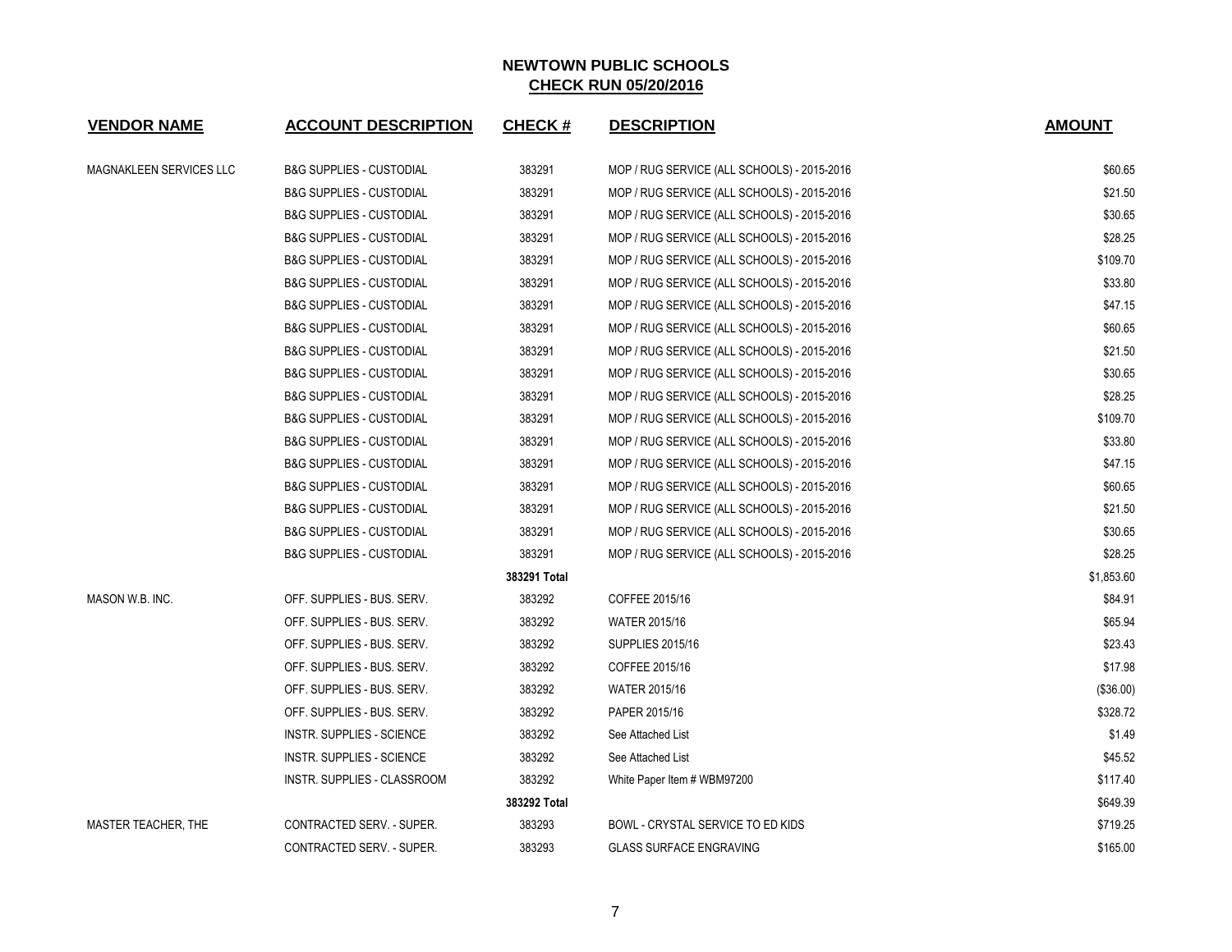# NEWTOWN PUBLIC SCHOOLS

## CHECK RUN 05/20/2016

| VENDOR NAME | ACCOUNT DESCRIPTION | CHECK # | DESCRIPTION | AMOUNT |
|---|---|---|---|---|
| MAGNAKLEEN SERVICES LLC | B&G SUPPLIES - CUSTODIAL | 383291 | MOP / RUG SERVICE (ALL SCHOOLS) - 2015-2016 | $60.65 |
| | B&G SUPPLIES - CUSTODIAL | 383291 | MOP / RUG SERVICE (ALL SCHOOLS) - 2015-2016 | $21.50 |
| | B&G SUPPLIES - CUSTODIAL | 383291 | MOP / RUG SERVICE (ALL SCHOOLS) - 2015-2016 | $30.65 |
| | B&G SUPPLIES - CUSTODIAL | 383291 | MOP / RUG SERVICE (ALL SCHOOLS) - 2015-2016 | $28.25 |
| | B&G SUPPLIES - CUSTODIAL | 383291 | MOP / RUG SERVICE (ALL SCHOOLS) - 2015-2016 | $109.70 |
| | B&G SUPPLIES - CUSTODIAL | 383291 | MOP / RUG SERVICE (ALL SCHOOLS) - 2015-2016 | $33.80 |
| | B&G SUPPLIES - CUSTODIAL | 383291 | MOP / RUG SERVICE (ALL SCHOOLS) - 2015-2016 | $47.15 |
| | B&G SUPPLIES - CUSTODIAL | 383291 | MOP / RUG SERVICE (ALL SCHOOLS) - 2015-2016 | $60.65 |
| | B&G SUPPLIES - CUSTODIAL | 383291 | MOP / RUG SERVICE (ALL SCHOOLS) - 2015-2016 | $21.50 |
| | B&G SUPPLIES - CUSTODIAL | 383291 | MOP / RUG SERVICE (ALL SCHOOLS) - 2015-2016 | $30.65 |
| | B&G SUPPLIES - CUSTODIAL | 383291 | MOP / RUG SERVICE (ALL SCHOOLS) - 2015-2016 | $28.25 |
| | B&G SUPPLIES - CUSTODIAL | 383291 | MOP / RUG SERVICE (ALL SCHOOLS) - 2015-2016 | $109.70 |
| | B&G SUPPLIES - CUSTODIAL | 383291 | MOP / RUG SERVICE (ALL SCHOOLS) - 2015-2016 | $33.80 |
| | B&G SUPPLIES - CUSTODIAL | 383291 | MOP / RUG SERVICE (ALL SCHOOLS) - 2015-2016 | $47.15 |
| | B&G SUPPLIES - CUSTODIAL | 383291 | MOP / RUG SERVICE (ALL SCHOOLS) - 2015-2016 | $60.65 |
| | B&G SUPPLIES - CUSTODIAL | 383291 | MOP / RUG SERVICE (ALL SCHOOLS) - 2015-2016 | $21.50 |
| | B&G SUPPLIES - CUSTODIAL | 383291 | MOP / RUG SERVICE (ALL SCHOOLS) - 2015-2016 | $30.65 |
| | B&G SUPPLIES - CUSTODIAL | 383291 | MOP / RUG SERVICE (ALL SCHOOLS) - 2015-2016 | $28.25 |
| | | **383291 Total** | | $1,853.60 |
| MASON W.B. INC. | OFF. SUPPLIES - BUS. SERV. | 383292 | COFFEE 2015/16 | $84.91 |
| | OFF. SUPPLIES - BUS. SERV. | 383292 | WATER 2015/16 | $65.94 |
| | OFF. SUPPLIES - BUS. SERV. | 383292 | SUPPLIES 2015/16 | $23.43 |
| | OFF. SUPPLIES - BUS. SERV. | 383292 | COFFEE 2015/16 | $17.98 |
| | OFF. SUPPLIES - BUS. SERV. | 383292 | WATER 2015/16 | ($36.00) |
| | OFF. SUPPLIES - BUS. SERV. | 383292 | PAPER 2015/16 | $328.72 |
| | INSTR. SUPPLIES - SCIENCE | 383292 | See Attached List | $1.49 |
| | INSTR. SUPPLIES - SCIENCE | 383292 | See Attached List | $45.52 |
| | INSTR. SUPPLIES - CLASSROOM | 383292 | White Paper Item # WBM97200 | $117.40 |
| | | **383292 Total** | | $649.39 |
| MASTER TEACHER, THE | CONTRACTED SERV. - SUPER. | 383293 | BOWL - CRYSTAL SERVICE TO ED KIDS | $719.25 |
| | CONTRACTED SERV. - SUPER. | 383293 | GLASS SURFACE ENGRAVING | $165.00 |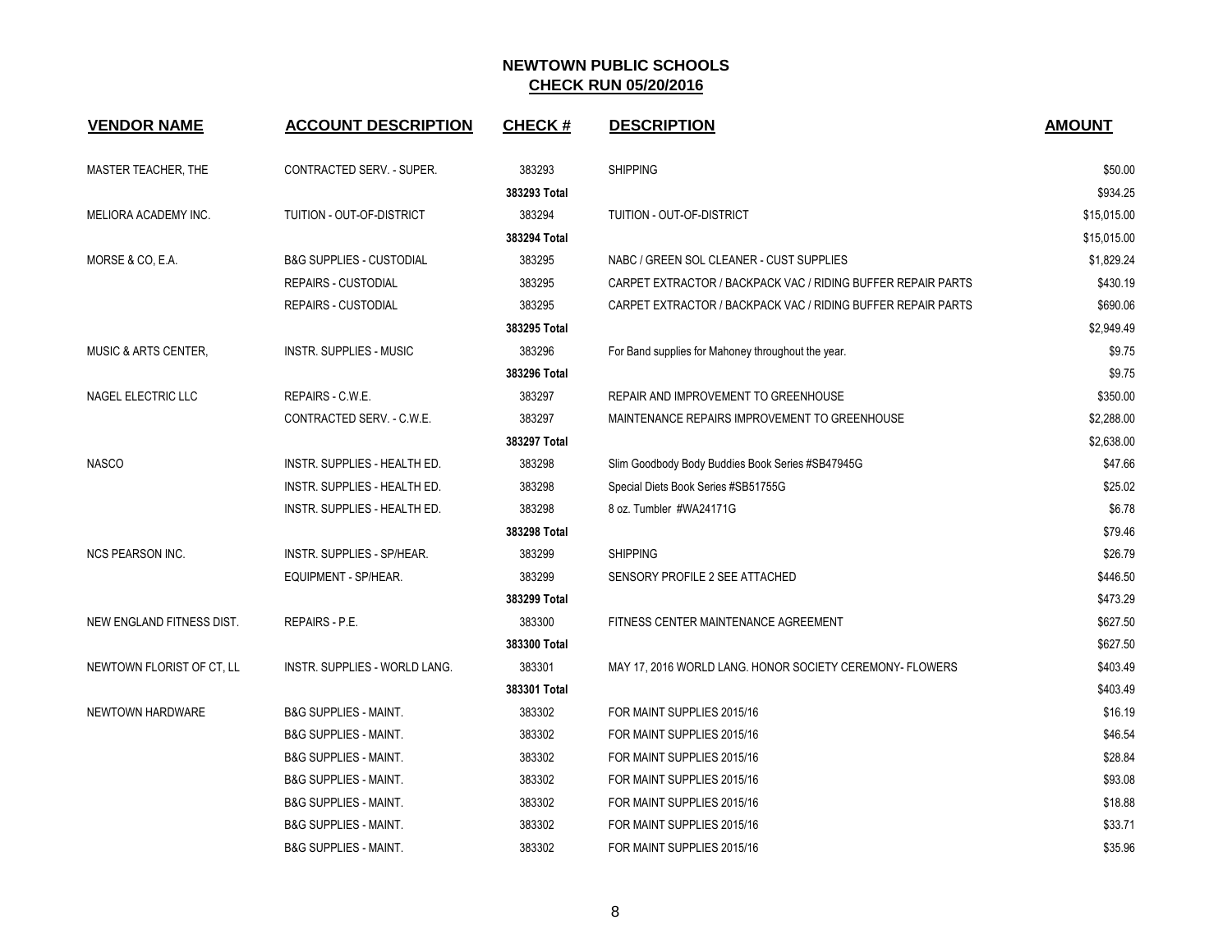# NEWTOWN PUBLIC SCHOOLS
## CHECK RUN 05/20/2016

| VENDOR NAME | ACCOUNT DESCRIPTION | CHECK # | DESCRIPTION | AMOUNT |
|---|---|---|---|---|
| MASTER TEACHER, THE | CONTRACTED SERV. - SUPER. | 383293 | SHIPPING | $50.00 |
| | | 383293 Total | | $934.25 |
| MELIORA ACADEMY INC. | TUITION - OUT-OF-DISTRICT | 383294 | TUITION - OUT-OF-DISTRICT | $15,015.00 |
| | | 383294 Total | | $15,015.00 |
| MORSE & CO, E.A. | B&G SUPPLIES - CUSTODIAL | 383295 | NABC / GREEN SOL CLEANER - CUST SUPPLIES | $1,829.24 |
| | REPAIRS - CUSTODIAL | 383295 | CARPET EXTRACTOR / BACKPACK VAC / RIDING BUFFER REPAIR PARTS | $430.19 |
| | REPAIRS - CUSTODIAL | 383295 | CARPET EXTRACTOR / BACKPACK VAC / RIDING BUFFER REPAIR PARTS | $690.06 |
| | | 383295 Total | | $2,949.49 |
| MUSIC & ARTS CENTER, | INSTR. SUPPLIES - MUSIC | 383296 | For Band supplies for Mahoney throughout the year. | $9.75 |
| | | 383296 Total | | $9.75 |
| NAGEL ELECTRIC LLC | REPAIRS - C.W.E. | 383297 | REPAIR AND IMPROVEMENT TO GREENHOUSE | $350.00 |
| | CONTRACTED SERV. - C.W.E. | 383297 | MAINTENANCE REPAIRS IMPROVEMENT TO GREENHOUSE | $2,288.00 |
| | | 383297 Total | | $2,638.00 |
| NASCO | INSTR. SUPPLIES - HEALTH ED. | 383298 | Slim Goodbody Body Buddies Book Series #SB47945G | $47.66 |
| | INSTR. SUPPLIES - HEALTH ED. | 383298 | Special Diets Book Series #SB51755G | $25.02 |
| | INSTR. SUPPLIES - HEALTH ED. | 383298 | 8 oz. Tumbler #WA24171G | $6.78 |
| | | 383298 Total | | $79.46 |
| NCS PEARSON INC. | INSTR. SUPPLIES - SP/HEAR. | 383299 | SHIPPING | $26.79 |
| | EQUIPMENT - SP/HEAR. | 383299 | SENSORY PROFILE 2 SEE ATTACHED | $446.50 |
| | | 383299 Total | | $473.29 |
| NEW ENGLAND FITNESS DIST. | REPAIRS - P.E. | 383300 | FITNESS CENTER MAINTENANCE AGREEMENT | $627.50 |
| | | 383300 Total | | $627.50 |
| NEWTOWN FLORIST OF CT, LL | INSTR. SUPPLIES - WORLD LANG. | 383301 | MAY 17, 2016 WORLD LANG. HONOR SOCIETY CEREMONY- FLOWERS | $403.49 |
| | | 383301 Total | | $403.49 |
| NEWTOWN HARDWARE | B&G SUPPLIES - MAINT. | 383302 | FOR MAINT SUPPLIES 2015/16 | $16.19 |
| | B&G SUPPLIES - MAINT. | 383302 | FOR MAINT SUPPLIES 2015/16 | $46.54 |
| | B&G SUPPLIES - MAINT. | 383302 | FOR MAINT SUPPLIES 2015/16 | $28.84 |
| | B&G SUPPLIES - MAINT. | 383302 | FOR MAINT SUPPLIES 2015/16 | $93.08 |
| | B&G SUPPLIES - MAINT. | 383302 | FOR MAINT SUPPLIES 2015/16 | $18.88 |
| | B&G SUPPLIES - MAINT. | 383302 | FOR MAINT SUPPLIES 2015/16 | $33.71 |
| | B&G SUPPLIES - MAINT. | 383302 | FOR MAINT SUPPLIES 2015/16 | $35.96 |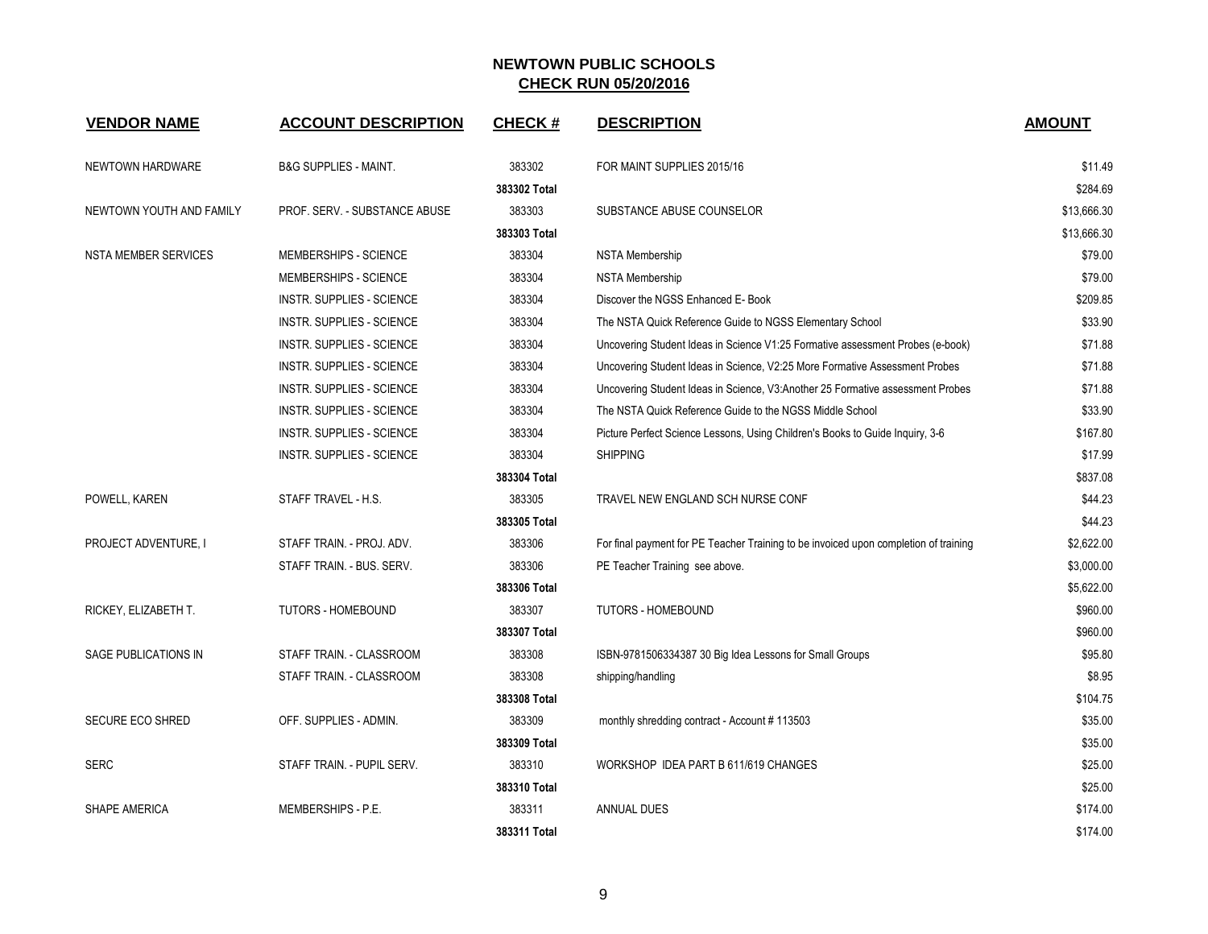# NEWTOWN PUBLIC SCHOOLS

## CHECK RUN 05/20/2016

| VENDOR NAME | ACCOUNT DESCRIPTION | CHECK # | DESCRIPTION | AMOUNT |
|---|---|---|---|---|
| NEWTOWN HARDWARE | B&G SUPPLIES - MAINT. | 383302 | FOR MAINT SUPPLIES 2015/16 | $11.49 |
| | | 383302 Total | | $284.69 |
| NEWTOWN YOUTH AND FAMILY | PROF. SERV. - SUBSTANCE ABUSE | 383303 | SUBSTANCE ABUSE COUNSELOR | $13,666.30 |
| | | 383303 Total | | $13,666.30 |
| NSTA MEMBER SERVICES | MEMBERSHIPS - SCIENCE | 383304 | NSTA Membership | $79.00 |
| | MEMBERSHIPS - SCIENCE | 383304 | NSTA Membership | $79.00 |
| | INSTR. SUPPLIES - SCIENCE | 383304 | Discover the NGSS Enhanced E- Book | $209.85 |
| | INSTR. SUPPLIES - SCIENCE | 383304 | The NSTA Quick Reference Guide to NGSS Elementary School | $33.90 |
| | INSTR. SUPPLIES - SCIENCE | 383304 | Uncovering Student Ideas in Science V1:25 Formative assessment Probes (e-book) | $71.88 |
| | INSTR. SUPPLIES - SCIENCE | 383304 | Uncovering Student Ideas in Science, V2:25 More Formative Assessment Probes | $71.88 |
| | INSTR. SUPPLIES - SCIENCE | 383304 | Uncovering Student Ideas in Science, V3:Another 25 Formative assessment Probes | $71.88 |
| | INSTR. SUPPLIES - SCIENCE | 383304 | The NSTA Quick Reference Guide to the NGSS Middle School | $33.90 |
| | INSTR. SUPPLIES - SCIENCE | 383304 | Picture Perfect Science Lessons, Using Children's Books to Guide Inquiry, 3-6 | $167.80 |
| | INSTR. SUPPLIES - SCIENCE | 383304 | SHIPPING | $17.99 |
| | | 383304 Total | | $837.08 |
| POWELL, KAREN | STAFF TRAVEL - H.S. | 383305 | TRAVEL NEW ENGLAND SCH NURSE CONF | $44.23 |
| | | 383305 Total | | $44.23 |
| PROJECT ADVENTURE, I | STAFF TRAIN. - PROJ. ADV. | 383306 | For final payment for PE Teacher Training to be invoiced upon completion of training | $2,622.00 |
| | STAFF TRAIN. - BUS. SERV. | 383306 | PE Teacher Training see above. | $3,000.00 |
| | | 383306 Total | | $5,622.00 |
| RICKEY, ELIZABETH T. | TUTORS - HOMEBOUND | 383307 | TUTORS - HOMEBOUND | $960.00 |
| | | 383307 Total | | $960.00 |
| SAGE PUBLICATIONS IN | STAFF TRAIN. - CLASSROOM | 383308 | ISBN-9781506334387 30 Big Idea Lessons for Small Groups | $95.80 |
| | STAFF TRAIN. - CLASSROOM | 383308 | shipping/handling | $8.95 |
| | | 383308 Total | | $104.75 |
| SECURE ECO SHRED | OFF. SUPPLIES - ADMIN. | 383309 | monthly shredding contract - Account # 113503 | $35.00 |
| | | 383309 Total | | $35.00 |
| SERC | STAFF TRAIN. - PUPIL SERV. | 383310 | WORKSHOP IDEA PART B 611/619 CHANGES | $25.00 |
| | | 383310 Total | | $25.00 |
| SHAPE AMERICA | MEMBERSHIPS - P.E. | 383311 | ANNUAL DUES | $174.00 |
| | | 383311 Total | | $174.00 |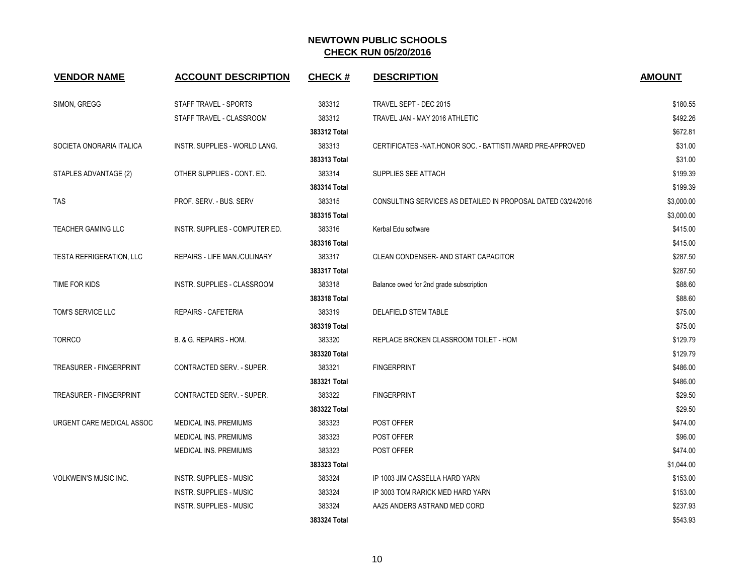## NEWTOWN PUBLIC SCHOOLS

**CHECK RUN 05/20/2016**

| VENDOR NAME | ACCOUNT DESCRIPTION | CHECK # | DESCRIPTION | AMOUNT |
|---|---|---|---|---|
| SIMON, GREGG | STAFF TRAVEL - SPORTS | 383312 | TRAVEL SEPT - DEC 2015 | $180.55 |
| | STAFF TRAVEL - CLASSROOM | 383312 | TRAVEL JAN - MAY 2016 ATHLETIC | $492.26 |
| | | **383312 Total** | | $672.81 |
| SOCIETA ONORARIA ITALICA | INSTR. SUPPLIES - WORLD LANG. | 383313 | CERTIFICATES -NAT.HONOR SOC. - BATTISTI /WARD PRE-APPROVED | $31.00 |
| | | **383313 Total** | | $31.00 |
| STAPLES ADVANTAGE (2) | OTHER SUPPLIES - CONT. ED. | 383314 | SUPPLIES SEE ATTACH | $199.39 |
| | | **383314 Total** | | $199.39 |
| TAS | PROF. SERV. - BUS. SERV | 383315 | CONSULTING SERVICES AS DETAILED IN PROPOSAL DATED 03/24/2016 | $3,000.00 |
| | | **383315 Total** | | $3,000.00 |
| TEACHER GAMING LLC | INSTR. SUPPLIES - COMPUTER ED. | 383316 | Kerbal Edu software | $415.00 |
| | | **383316 Total** | | $415.00 |
| TESTA REFRIGERATION, LLC | REPAIRS - LIFE MAN./CULINARY | 383317 | CLEAN CONDENSER- AND START CAPACITOR | $287.50 |
| | | **383317 Total** | | $287.50 |
| TIME FOR KIDS | INSTR. SUPPLIES - CLASSROOM | 383318 | Balance owed for 2nd grade subscription | $88.60 |
| | | **383318 Total** | | $88.60 |
| TOM'S SERVICE LLC | REPAIRS - CAFETERIA | 383319 | DELAFIELD STEM TABLE | $75.00 |
| | | **383319 Total** | | $75.00 |
| TORRCO | B. & G. REPAIRS - HOM. | 383320 | REPLACE BROKEN CLASSROOM TOILET - HOM | $129.79 |
| | | **383320 Total** | | $129.79 |
| TREASURER - FINGERPRINT | CONTRACTED SERV. - SUPER. | 383321 | FINGERPRINT | $486.00 |
| | | **383321 Total** | | $486.00 |
| TREASURER - FINGERPRINT | CONTRACTED SERV. - SUPER. | 383322 | FINGERPRINT | $29.50 |
| | | **383322 Total** | | $29.50 |
| URGENT CARE MEDICAL ASSOC | MEDICAL INS. PREMIUMS | 383323 | POST OFFER | $474.00 |
| | MEDICAL INS. PREMIUMS | 383323 | POST OFFER | $96.00 |
| | MEDICAL INS. PREMIUMS | 383323 | POST OFFER | $474.00 |
| | | **383323 Total** | | $1,044.00 |
| VOLKWEIN'S MUSIC INC. | INSTR. SUPPLIES - MUSIC | 383324 | IP 1003 JIM CASSELLA HARD YARN | $153.00 |
| | INSTR. SUPPLIES - MUSIC | 383324 | IP 3003 TOM RARICK MED HARD YARN | $153.00 |
| | INSTR. SUPPLIES - MUSIC | 383324 | AA25 ANDERS ASTRAND MED CORD | $237.93 |
| | | **383324 Total** | | $543.93 |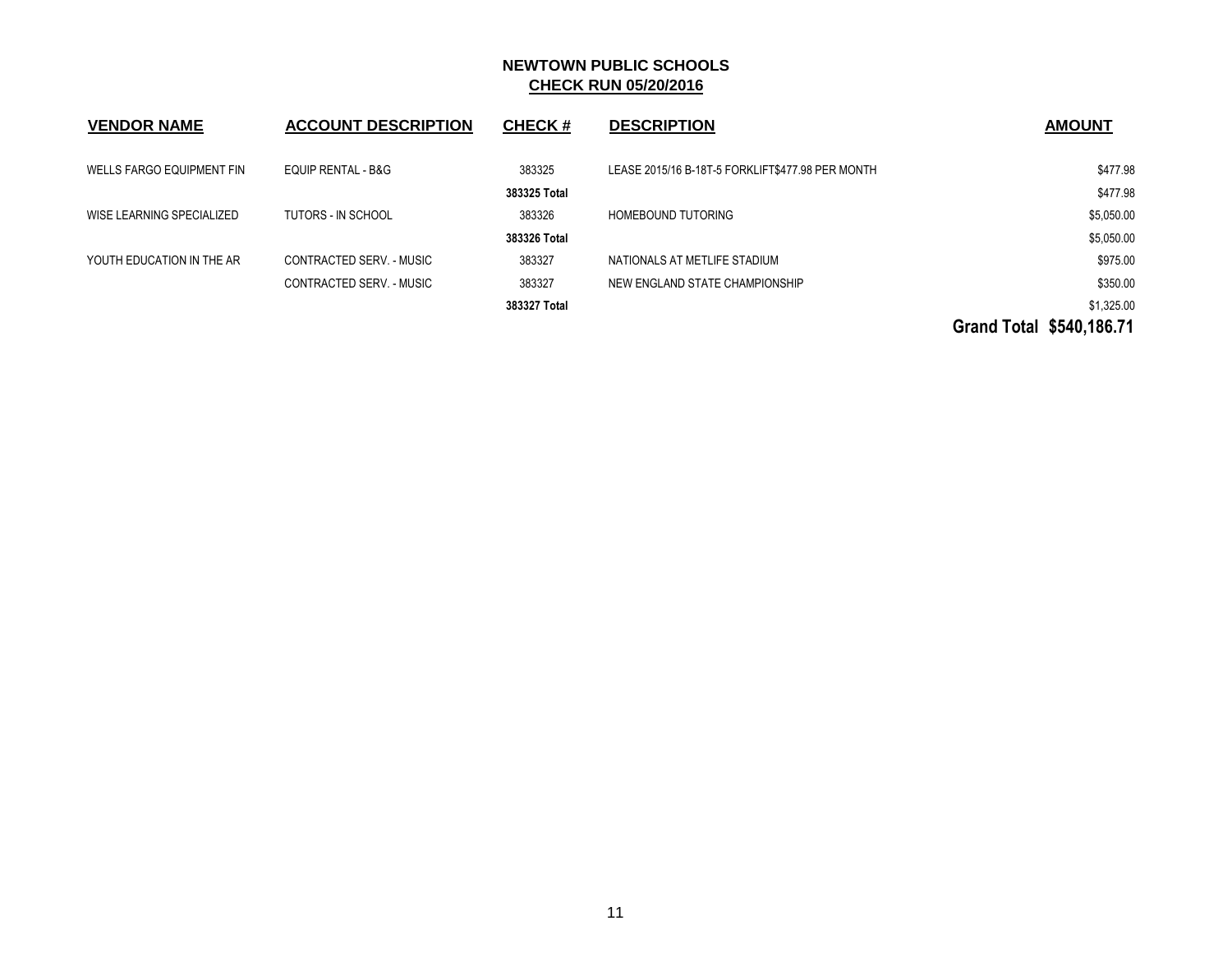**NEWTOWN PUBLIC SCHOOLS**

**CHECK RUN 05/20/2016**

| VENDOR NAME | ACCOUNT DESCRIPTION | CHECK # | DESCRIPTION | AMOUNT |
|---|---|---|---|---|
| WELLS FARGO EQUIPMENT FIN | EQUIP RENTAL - B&G | 383325 | LEASE 2015/16 B-18T-5 FORKLIFT$477.98 PER MONTH | $477.98 |
| | | **383325 Total** | | $477.98 |
| WISE LEARNING SPECIALIZED | TUTORS - IN SCHOOL | 383326 | HOMEBOUND TUTORING | $5,050.00 |
| | | **383326 Total** | | $5,050.00 |
| YOUTH EDUCATION IN THE AR | CONTRACTED SERV. - MUSIC | 383327 | NATIONALS AT METLIFE STADIUM | $975.00 |
| | CONTRACTED SERV. - MUSIC | 383327 | NEW ENGLAND STATE CHAMPIONSHIP | $350.00 |
| | | **383327 Total** | | $1,325.00 |
| | | | **Grand Total** | **$540,186.71** |